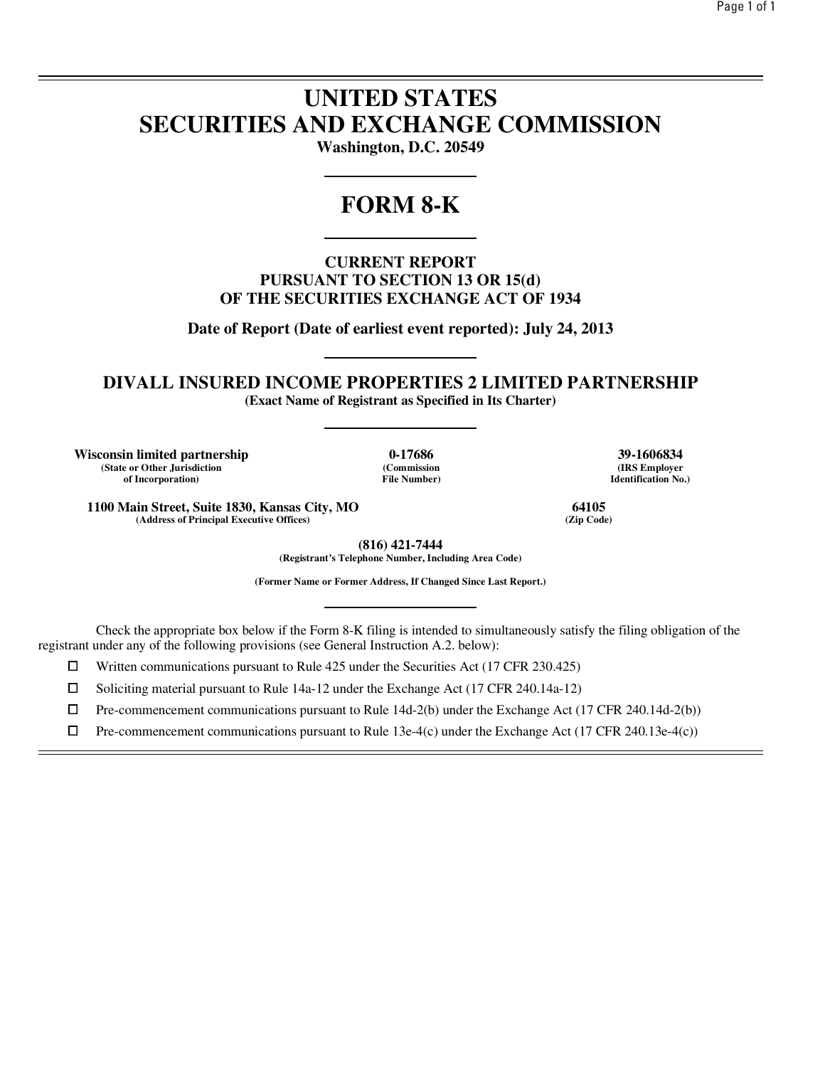# UNITED STATES
# SECURITIES AND EXCHANGE COMMISSION

**Washington, D.C. 20549**

# FORM 8-K

**CURRENT REPORT**
**PURSUANT TO SECTION 13 OR 15(d)**
**OF THE SECURITIES EXCHANGE ACT OF 1934**

**Date of Report (Date of earliest event reported): July 24, 2013**

## DIVALL INSURED INCOME PROPERTIES 2 LIMITED PARTNERSHIP

**(Exact Name of Registrant as Specified in Its Charter)**

| **Wisconsin limited partnership** | **0-17686** | **39-1606834** |
|---|---|---|
| **(State or Other Jurisdiction of Incorporation)** | **(Commission File Number)** | **(IRS Employer Identification No.)** |

| **1100 Main Street, Suite 1830, Kansas City, MO** | **64105** |
|---|---|
| **(Address of Principal Executive Offices)** | **(Zip Code)** |

**(816) 421-7444**
**(Registrant's Telephone Number, Including Area Code)**

**(Former Name or Former Address, If Changed Since Last Report.)**

Check the appropriate box below if the Form 8-K filing is intended to simultaneously satisfy the filing obligation of the registrant under any of the following provisions (see General Instruction A.2. below):

☐ Written communications pursuant to Rule 425 under the Securities Act (17 CFR 230.425)

☐ Soliciting material pursuant to Rule 14a-12 under the Exchange Act (17 CFR 240.14a-12)

☐ Pre-commencement communications pursuant to Rule 14d-2(b) under the Exchange Act (17 CFR 240.14d-2(b))

☐ Pre-commencement communications pursuant to Rule 13e-4(c) under the Exchange Act (17 CFR 240.13e-4(c))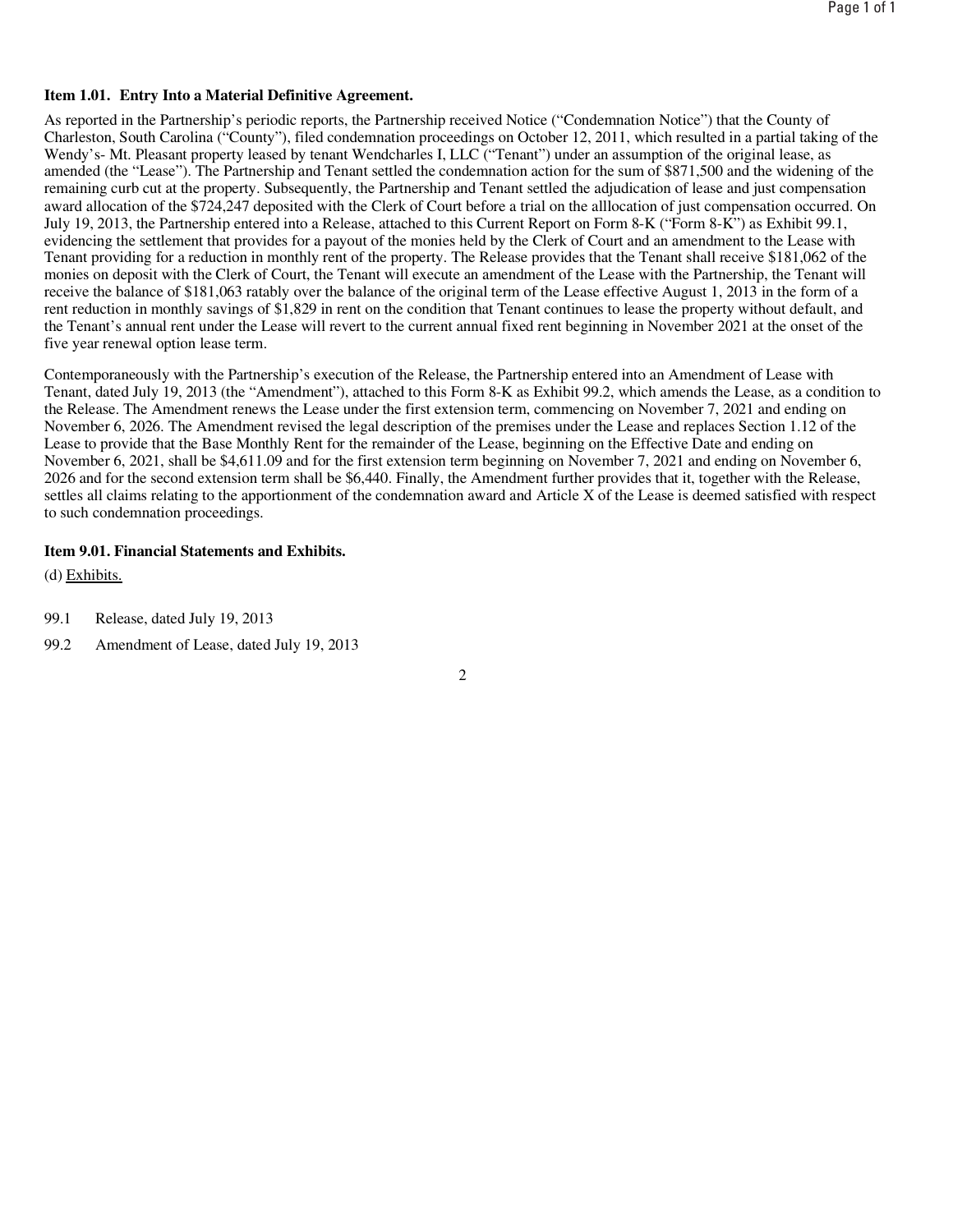**Item 1.01. Entry Into a Material Definitive Agreement.**

As reported in the Partnership's periodic reports, the Partnership received Notice ("Condemnation Notice") that the County of Charleston, South Carolina ("County"), filed condemnation proceedings on October 12, 2011, which resulted in a partial taking of the Wendy's- Mt. Pleasant property leased by tenant Wendcharles I, LLC ("Tenant") under an assumption of the original lease, as amended (the "Lease"). The Partnership and Tenant settled the condemnation action for the sum of $871,500 and the widening of the remaining curb cut at the property. Subsequently, the Partnership and Tenant settled the adjudication of lease and just compensation award allocation of the $724,247 deposited with the Clerk of Court before a trial on the alllocation of just compensation occurred. On July 19, 2013, the Partnership entered into a Release, attached to this Current Report on Form 8-K ("Form 8-K") as Exhibit 99.1, evidencing the settlement that provides for a payout of the monies held by the Clerk of Court and an amendment to the Lease with Tenant providing for a reduction in monthly rent of the property. The Release provides that the Tenant shall receive $181,062 of the monies on deposit with the Clerk of Court, the Tenant will execute an amendment of the Lease with the Partnership, the Tenant will receive the balance of $181,063 ratably over the balance of the original term of the Lease effective August 1, 2013 in the form of a rent reduction in monthly savings of $1,829 in rent on the condition that Tenant continues to lease the property without default, and the Tenant's annual rent under the Lease will revert to the current annual fixed rent beginning in November 2021 at the onset of the five year renewal option lease term.

Contemporaneously with the Partnership's execution of the Release, the Partnership entered into an Amendment of Lease with Tenant, dated July 19, 2013 (the "Amendment"), attached to this Form 8-K as Exhibit 99.2, which amends the Lease, as a condition to the Release. The Amendment renews the Lease under the first extension term, commencing on November 7, 2021 and ending on November 6, 2026. The Amendment revised the legal description of the premises under the Lease and replaces Section 1.12 of the Lease to provide that the Base Monthly Rent for the remainder of the Lease, beginning on the Effective Date and ending on November 6, 2021, shall be $4,611.09 and for the first extension term beginning on November 7, 2021 and ending on November 6, 2026 and for the second extension term shall be $6,440. Finally, the Amendment further provides that it, together with the Release, settles all claims relating to the apportionment of the condemnation award and Article X of the Lease is deemed satisfied with respect to such condemnation proceedings.

**Item 9.01. Financial Statements and Exhibits.**

(d) Exhibits.

99.1 Release, dated July 19, 2013

99.2 Amendment of Lease, dated July 19, 2013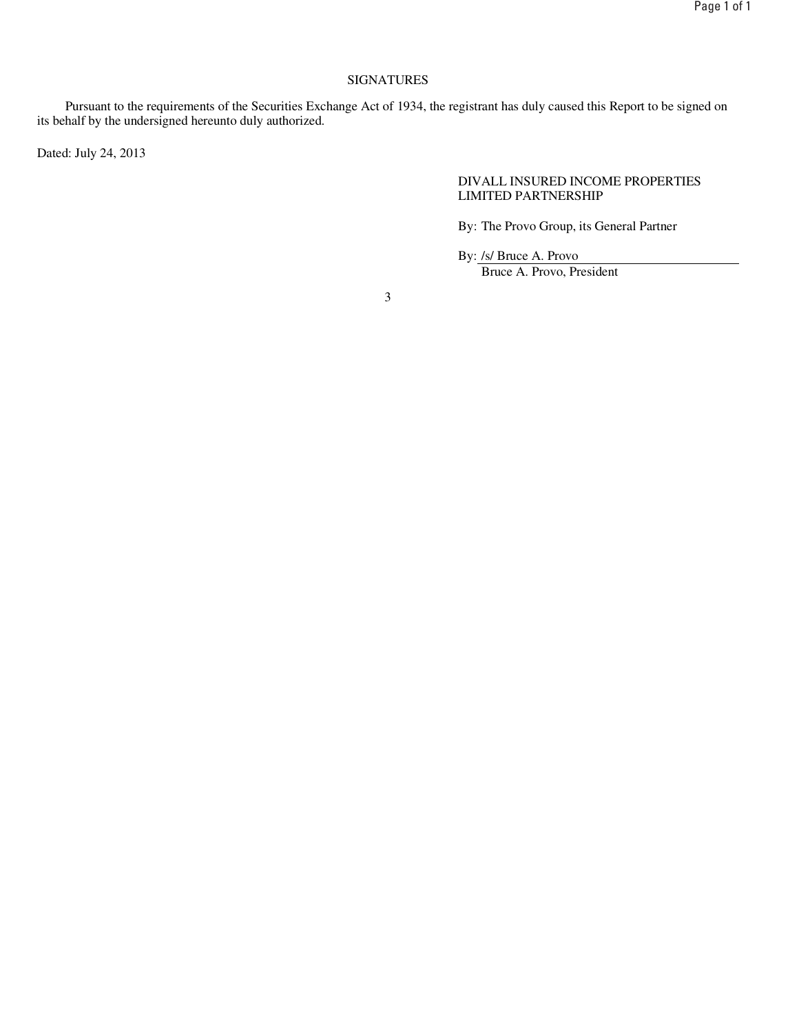# SIGNATURES

Pursuant to the requirements of the Securities Exchange Act of 1934, the registrant has duly caused this Report to be signed on its behalf by the undersigned hereunto duly authorized.

Dated: July 24, 2013

DIVALL INSURED INCOME PROPERTIES LIMITED PARTNERSHIP

By: The Provo Group, its General Partner

By: /s/ Bruce A. Provo
Bruce A. Provo, President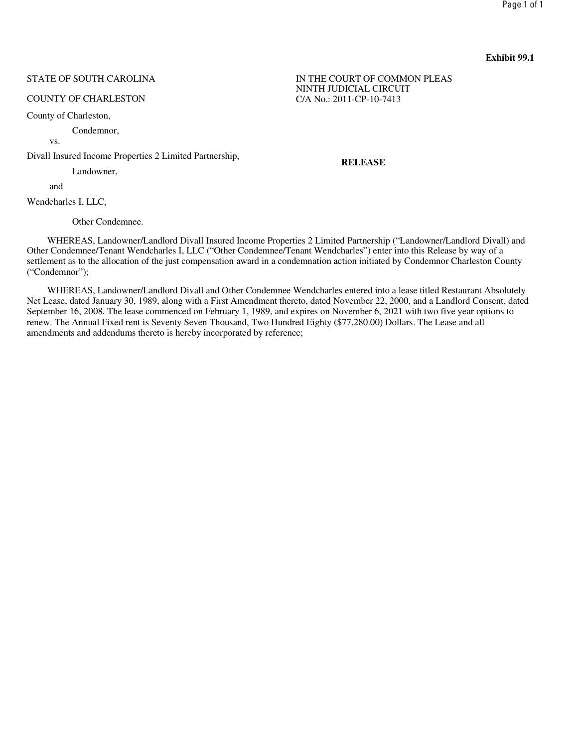**Exhibit 99.1**

STATE OF SOUTH CAROLINA

COUNTY OF CHARLESTON

IN THE COURT OF COMMON PLEAS
NINTH JUDICIAL CIRCUIT
C/A No.: 2011-CP-10-7413

County of Charleston,

Condemnor,

vs.

Divall Insured Income Properties 2 Limited Partnership,

Landowner,

and

Wendcharles I, LLC,

Other Condemnee.

**RELEASE**

WHEREAS, Landowner/Landlord Divall Insured Income Properties 2 Limited Partnership ("Landowner/Landlord Divall) and Other Condemnee/Tenant Wendcharles I, LLC ("Other Condemnee/Tenant Wendcharles") enter into this Release by way of a settlement as to the allocation of the just compensation award in a condemnation action initiated by Condemnor Charleston County ("Condemnor");

WHEREAS, Landowner/Landlord Divall and Other Condemnee Wendcharles entered into a lease titled Restaurant Absolutely Net Lease, dated January 30, 1989, along with a First Amendment thereto, dated November 22, 2000, and a Landlord Consent, dated September 16, 2008. The lease commenced on February 1, 1989, and expires on November 6, 2021 with two five year options to renew. The Annual Fixed rent is Seventy Seven Thousand, Two Hundred Eighty ($77,280.00) Dollars. The Lease and all amendments and addendums thereto is hereby incorporated by reference;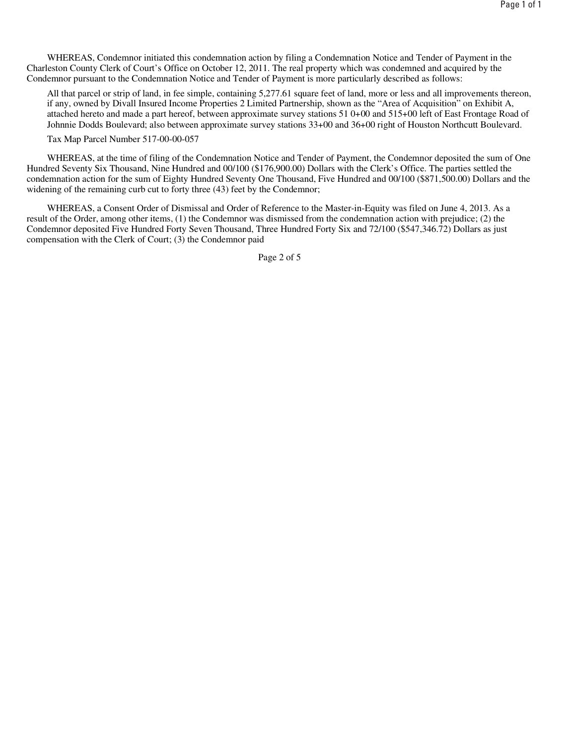WHEREAS, Condemnor initiated this condemnation action by filing a Condemnation Notice and Tender of Payment in the Charleston County Clerk of Court's Office on October 12, 2011. The real property which was condemned and acquired by the Condemnor pursuant to the Condemnation Notice and Tender of Payment is more particularly described as follows:

> All that parcel or strip of land, in fee simple, containing 5,277.61 square feet of land, more or less and all improvements thereon, if any, owned by Divall Insured Income Properties 2 Limited Partnership, shown as the "Area of Acquisition" on Exhibit A, attached hereto and made a part hereof, between approximate survey stations 51 0+00 and 515+00 left of East Frontage Road of Johnnie Dodds Boulevard; also between approximate survey stations 33+00 and 36+00 right of Houston Northcutt Boulevard.
>
> Tax Map Parcel Number 517-00-00-057

WHEREAS, at the time of filing of the Condemnation Notice and Tender of Payment, the Condemnor deposited the sum of One Hundred Seventy Six Thousand, Nine Hundred and 00/100 ($176,900.00) Dollars with the Clerk's Office. The parties settled the condemnation action for the sum of Eighty Hundred Seventy One Thousand, Five Hundred and 00/100 ($871,500.00) Dollars and the widening of the remaining curb cut to forty three (43) feet by the Condemnor;

WHEREAS, a Consent Order of Dismissal and Order of Reference to the Master-in-Equity was filed on June 4, 2013. As a result of the Order, among other items, (1) the Condemnor was dismissed from the condemnation action with prejudice; (2) the Condemnor deposited Five Hundred Forty Seven Thousand, Three Hundred Forty Six and 72/100 ($547,346.72) Dollars as just compensation with the Clerk of Court; (3) the Condemnor paid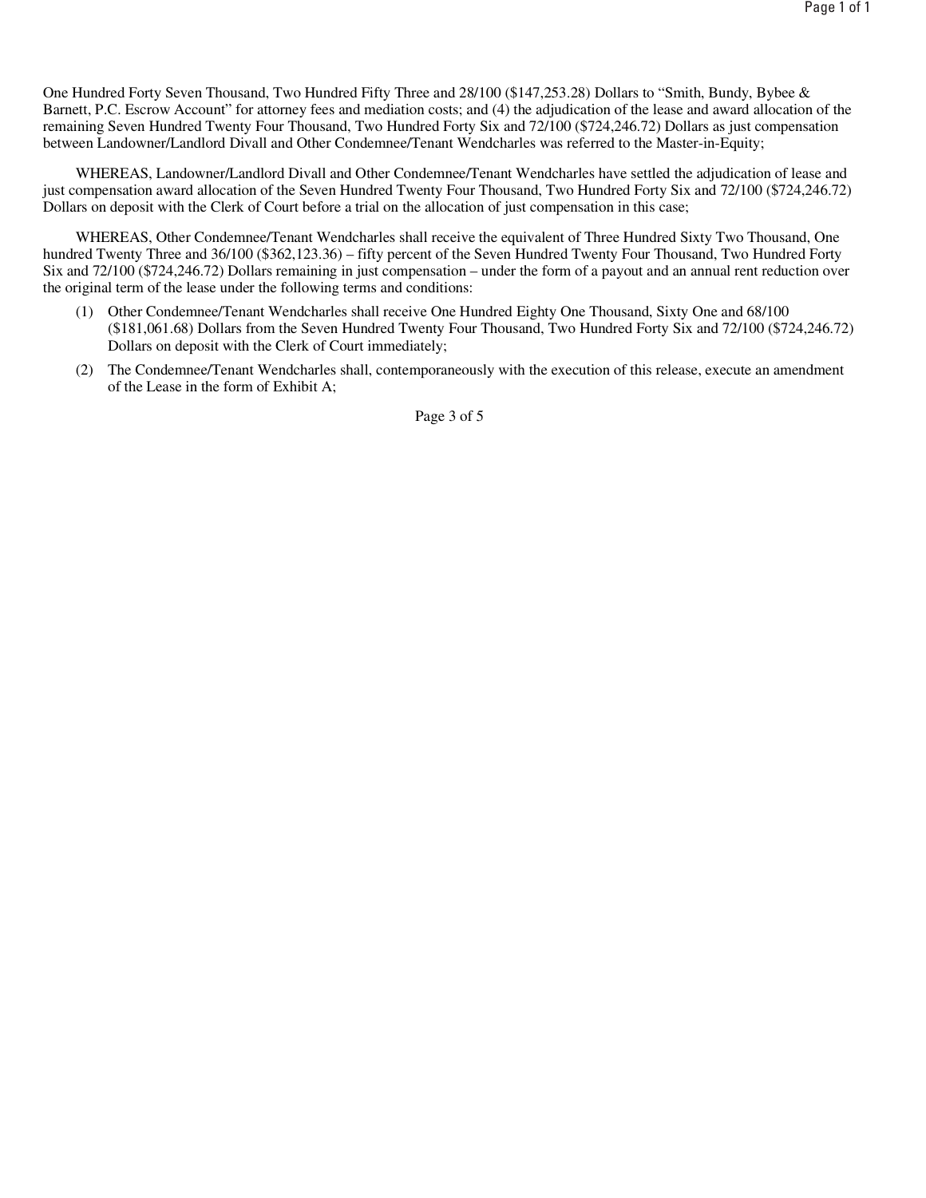One Hundred Forty Seven Thousand, Two Hundred Fifty Three and 28/100 ($147,253.28) Dollars to "Smith, Bundy, Bybee & Barnett, P.C. Escrow Account" for attorney fees and mediation costs; and (4) the adjudication of the lease and award allocation of the remaining Seven Hundred Twenty Four Thousand, Two Hundred Forty Six and 72/100 ($724,246.72) Dollars as just compensation between Landowner/Landlord Divall and Other Condemnee/Tenant Wendcharles was referred to the Master-in-Equity;

WHEREAS, Landowner/Landlord Divall and Other Condemnee/Tenant Wendcharles have settled the adjudication of lease and just compensation award allocation of the Seven Hundred Twenty Four Thousand, Two Hundred Forty Six and 72/100 ($724,246.72) Dollars on deposit with the Clerk of Court before a trial on the allocation of just compensation in this case;

WHEREAS, Other Condemnee/Tenant Wendcharles shall receive the equivalent of Three Hundred Sixty Two Thousand, One hundred Twenty Three and 36/100 ($362,123.36) – fifty percent of the Seven Hundred Twenty Four Thousand, Two Hundred Forty Six and 72/100 ($724,246.72) Dollars remaining in just compensation – under the form of a payout and an annual rent reduction over the original term of the lease under the following terms and conditions:

(1) Other Condemnee/Tenant Wendcharles shall receive One Hundred Eighty One Thousand, Sixty One and 68/100 ($181,061.68) Dollars from the Seven Hundred Twenty Four Thousand, Two Hundred Forty Six and 72/100 ($724,246.72) Dollars on deposit with the Clerk of Court immediately;

(2) The Condemnee/Tenant Wendcharles shall, contemporaneously with the execution of this release, execute an amendment of the Lease in the form of Exhibit A;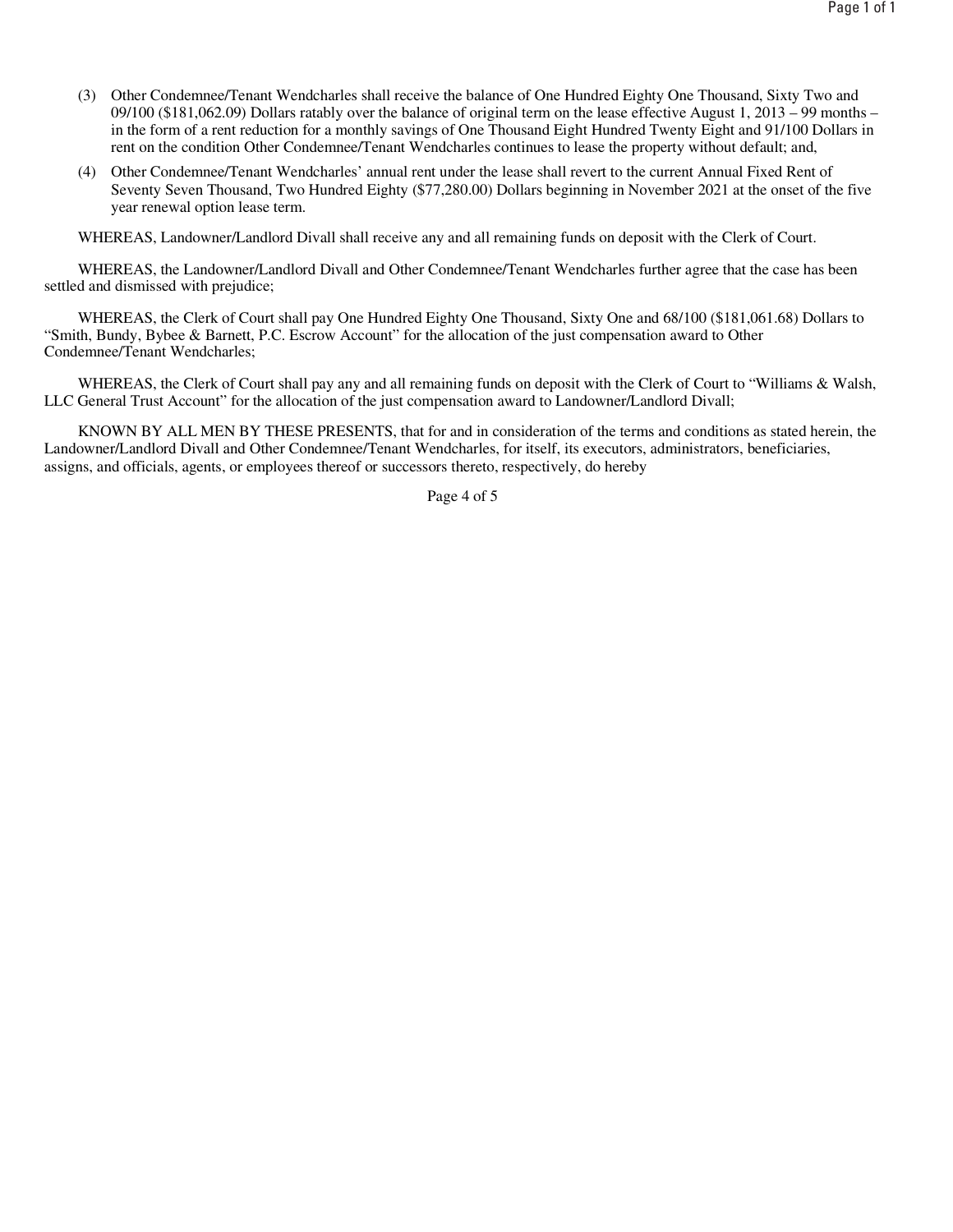(3) Other Condemnee/Tenant Wendcharles shall receive the balance of One Hundred Eighty One Thousand, Sixty Two and 09/100 ($181,062.09) Dollars ratably over the balance of original term on the lease effective August 1, 2013 – 99 months – in the form of a rent reduction for a monthly savings of One Thousand Eight Hundred Twenty Eight and 91/100 Dollars in rent on the condition Other Condemnee/Tenant Wendcharles continues to lease the property without default; and,

(4) Other Condemnee/Tenant Wendcharles' annual rent under the lease shall revert to the current Annual Fixed Rent of Seventy Seven Thousand, Two Hundred Eighty ($77,280.00) Dollars beginning in November 2021 at the onset of the five year renewal option lease term.

WHEREAS, Landowner/Landlord Divall shall receive any and all remaining funds on deposit with the Clerk of Court.

WHEREAS, the Landowner/Landlord Divall and Other Condemnee/Tenant Wendcharles further agree that the case has been settled and dismissed with prejudice;

WHEREAS, the Clerk of Court shall pay One Hundred Eighty One Thousand, Sixty One and 68/100 ($181,061.68) Dollars to "Smith, Bundy, Bybee & Barnett, P.C. Escrow Account" for the allocation of the just compensation award to Other Condemnee/Tenant Wendcharles;

WHEREAS, the Clerk of Court shall pay any and all remaining funds on deposit with the Clerk of Court to "Williams & Walsh, LLC General Trust Account" for the allocation of the just compensation award to Landowner/Landlord Divall;

KNOWN BY ALL MEN BY THESE PRESENTS, that for and in consideration of the terms and conditions as stated herein, the Landowner/Landlord Divall and Other Condemnee/Tenant Wendcharles, for itself, its executors, administrators, beneficiaries, assigns, and officials, agents, or employees thereof or successors thereto, respectively, do hereby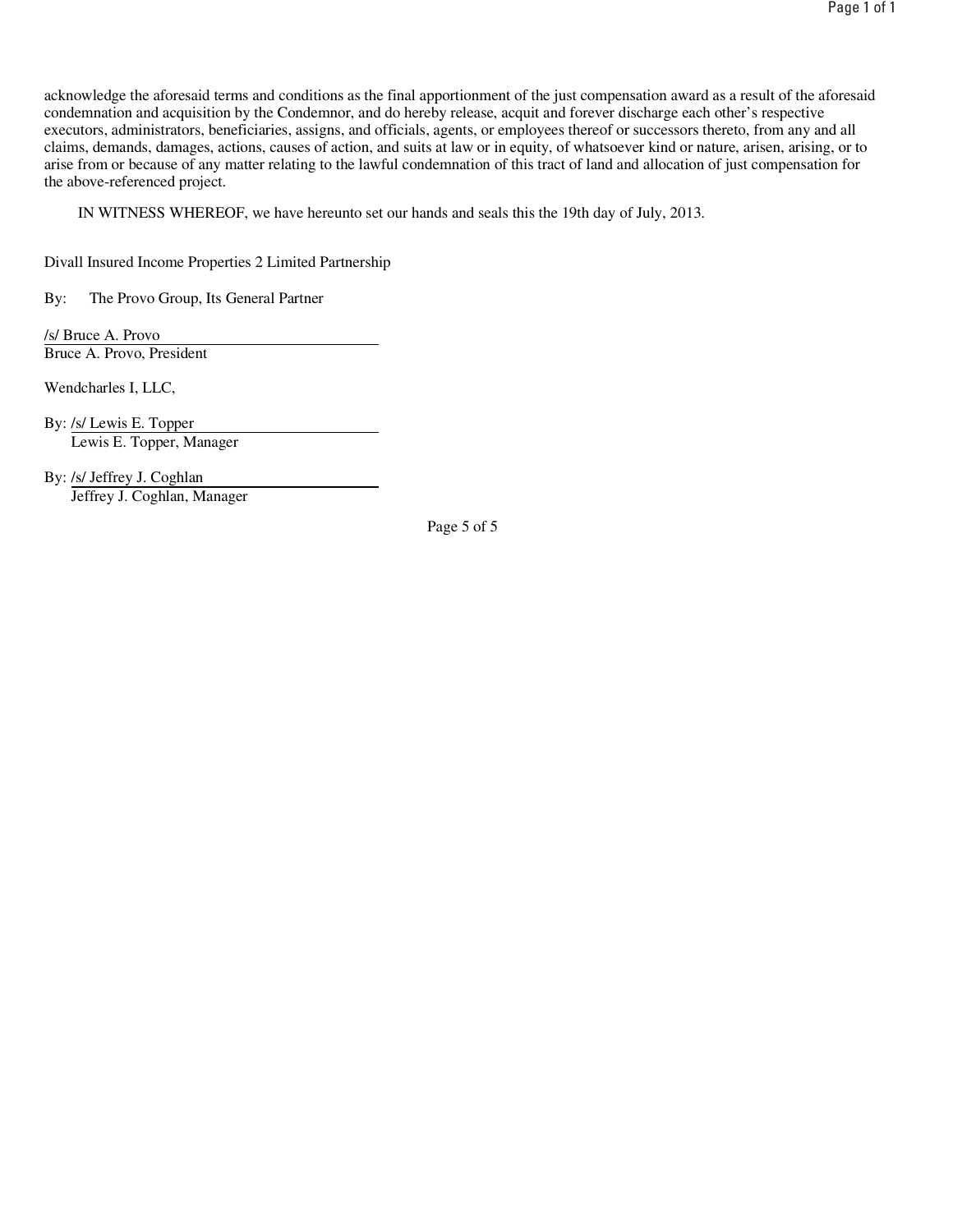acknowledge the aforesaid terms and conditions as the final apportionment of the just compensation award as a result of the aforesaid condemnation and acquisition by the Condemnor, and do hereby release, acquit and forever discharge each other's respective executors, administrators, beneficiaries, assigns, and officials, agents, or employees thereof or successors thereto, from any and all claims, demands, damages, actions, causes of action, and suits at law or in equity, of whatsoever kind or nature, arisen, arising, or to arise from or because of any matter relating to the lawful condemnation of this tract of land and allocation of just compensation for the above-referenced project.

IN WITNESS WHEREOF, we have hereunto set our hands and seals this the 19th day of July, 2013.

Divall Insured Income Properties 2 Limited Partnership

By: The Provo Group, Its General Partner

/s/ Bruce A. Provo
Bruce A. Provo, President

Wendcharles I, LLC,

By: /s/ Lewis E. Topper
Lewis E. Topper, Manager

By: /s/ Jeffrey J. Coghlan
Jeffrey J. Coghlan, Manager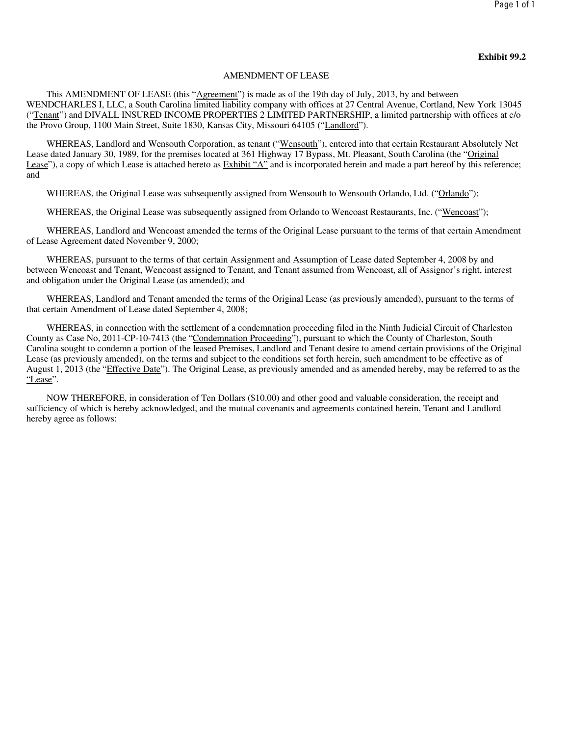**Exhibit 99.2**

AMENDMENT OF LEASE

This AMENDMENT OF LEASE (this "Agreement") is made as of the 19th day of July, 2013, by and between WENDCHARLES I, LLC, a South Carolina limited liability company with offices at 27 Central Avenue, Cortland, New York 13045 ("Tenant") and DIVALL INSURED INCOME PROPERTIES 2 LIMITED PARTNERSHIP, a limited partnership with offices at c/o the Provo Group, 1100 Main Street, Suite 1830, Kansas City, Missouri 64105 ("Landlord").

WHEREAS, Landlord and Wensouth Corporation, as tenant ("Wensouth"), entered into that certain Restaurant Absolutely Net Lease dated January 30, 1989, for the premises located at 361 Highway 17 Bypass, Mt. Pleasant, South Carolina (the "Original Lease"), a copy of which Lease is attached hereto as Exhibit "A" and is incorporated herein and made a part hereof by this reference; and

WHEREAS, the Original Lease was subsequently assigned from Wensouth to Wensouth Orlando, Ltd. ("Orlando");

WHEREAS, the Original Lease was subsequently assigned from Orlando to Wencoast Restaurants, Inc. ("Wencoast");

WHEREAS, Landlord and Wencoast amended the terms of the Original Lease pursuant to the terms of that certain Amendment of Lease Agreement dated November 9, 2000;

WHEREAS, pursuant to the terms of that certain Assignment and Assumption of Lease dated September 4, 2008 by and between Wencoast and Tenant, Wencoast assigned to Tenant, and Tenant assumed from Wencoast, all of Assignor's right, interest and obligation under the Original Lease (as amended); and

WHEREAS, Landlord and Tenant amended the terms of the Original Lease (as previously amended), pursuant to the terms of that certain Amendment of Lease dated September 4, 2008;

WHEREAS, in connection with the settlement of a condemnation proceeding filed in the Ninth Judicial Circuit of Charleston County as Case No, 2011-CP-10-7413 (the "Condemnation Proceeding"), pursuant to which the County of Charleston, South Carolina sought to condemn a portion of the leased Premises, Landlord and Tenant desire to amend certain provisions of the Original Lease (as previously amended), on the terms and subject to the conditions set forth herein, such amendment to be effective as of August 1, 2013 (the "Effective Date"). The Original Lease, as previously amended and as amended hereby, may be referred to as the "Lease".

NOW THEREFORE, in consideration of Ten Dollars ($10.00) and other good and valuable consideration, the receipt and sufficiency of which is hereby acknowledged, and the mutual covenants and agreements contained herein, Tenant and Landlord hereby agree as follows: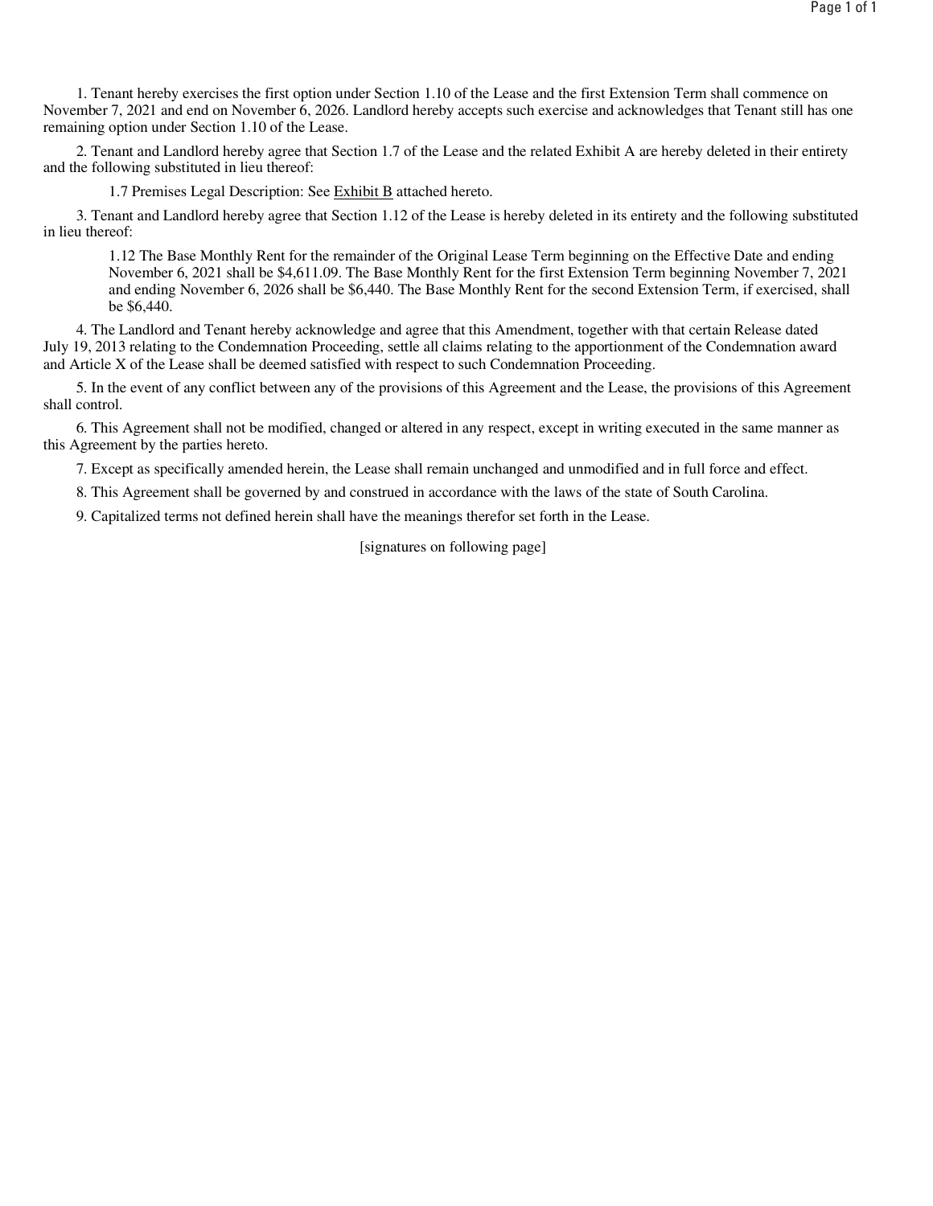1. Tenant hereby exercises the first option under Section 1.10 of the Lease and the first Extension Term shall commence on November 7, 2021 and end on November 6, 2026. Landlord hereby accepts such exercise and acknowledges that Tenant still has one remaining option under Section 1.10 of the Lease.

2. Tenant and Landlord hereby agree that Section 1.7 of the Lease and the related Exhibit A are hereby deleted in their entirety and the following substituted in lieu thereof:

> 1.7 Premises Legal Description: See Exhibit B attached hereto.

3. Tenant and Landlord hereby agree that Section 1.12 of the Lease is hereby deleted in its entirety and the following substituted in lieu thereof:

> 1.12 The Base Monthly Rent for the remainder of the Original Lease Term beginning on the Effective Date and ending November 6, 2021 shall be $4,611.09. The Base Monthly Rent for the first Extension Term beginning November 7, 2021 and ending November 6, 2026 shall be $6,440. The Base Monthly Rent for the second Extension Term, if exercised, shall be $6,440.

4. The Landlord and Tenant hereby acknowledge and agree that this Amendment, together with that certain Release dated July 19, 2013 relating to the Condemnation Proceeding, settle all claims relating to the apportionment of the Condemnation award and Article X of the Lease shall be deemed satisfied with respect to such Condemnation Proceeding.

5. In the event of any conflict between any of the provisions of this Agreement and the Lease, the provisions of this Agreement shall control.

6. This Agreement shall not be modified, changed or altered in any respect, except in writing executed in the same manner as this Agreement by the parties hereto.

7. Except as specifically amended herein, the Lease shall remain unchanged and unmodified and in full force and effect.

8. This Agreement shall be governed by and construed in accordance with the laws of the state of South Carolina.

9. Capitalized terms not defined herein shall have the meanings therefor set forth in the Lease.

[signatures on following page]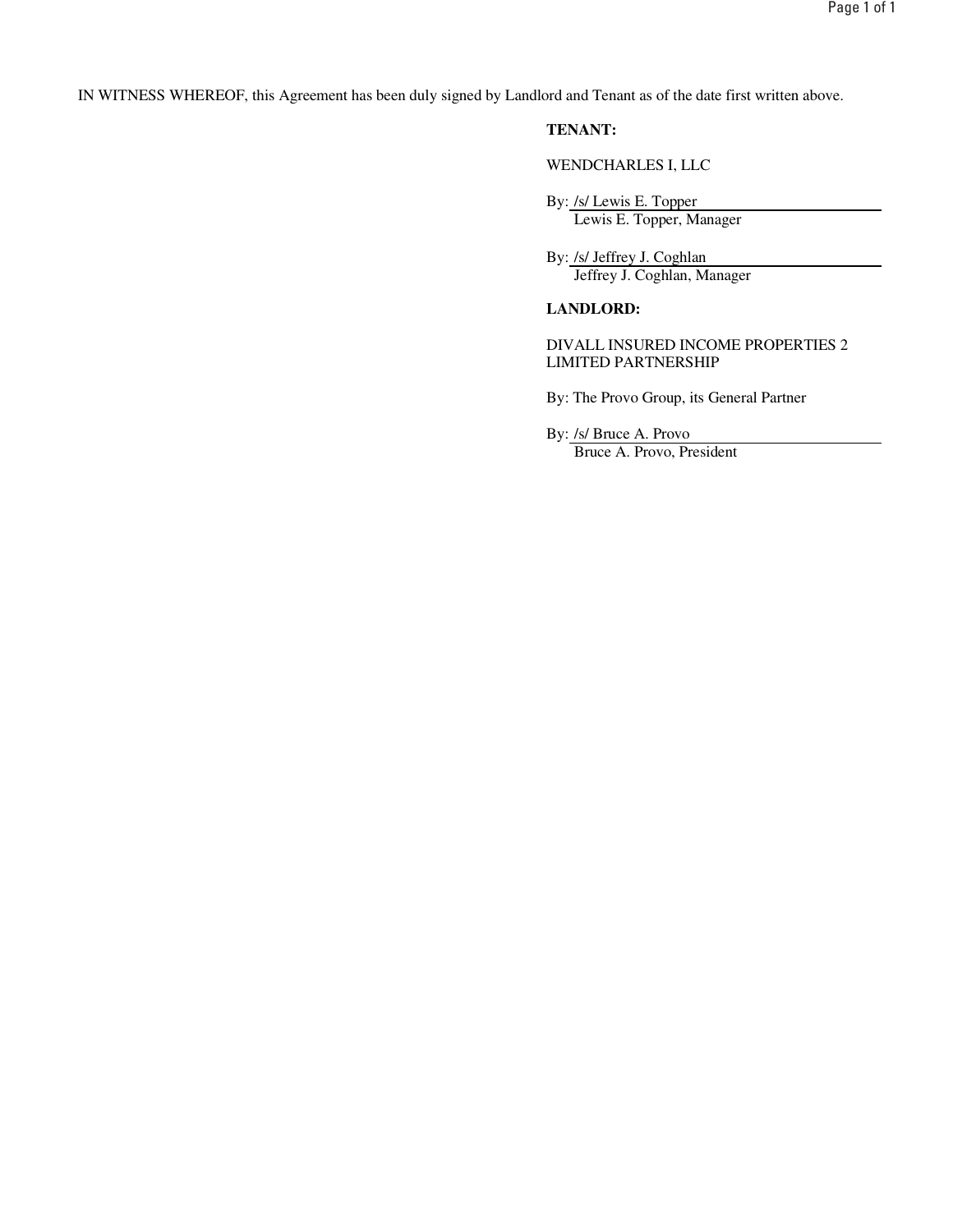IN WITNESS WHEREOF, this Agreement has been duly signed by Landlord and Tenant as of the date first written above.

**TENANT:**

WENDCHARLES I, LLC

By: /s/ Lewis E. Topper
Lewis E. Topper, Manager

By: /s/ Jeffrey J. Coghlan
Jeffrey J. Coghlan, Manager

**LANDLORD:**

DIVALL INSURED INCOME PROPERTIES 2 LIMITED PARTNERSHIP

By: The Provo Group, its General Partner

By: /s/ Bruce A. Provo
Bruce A. Provo, President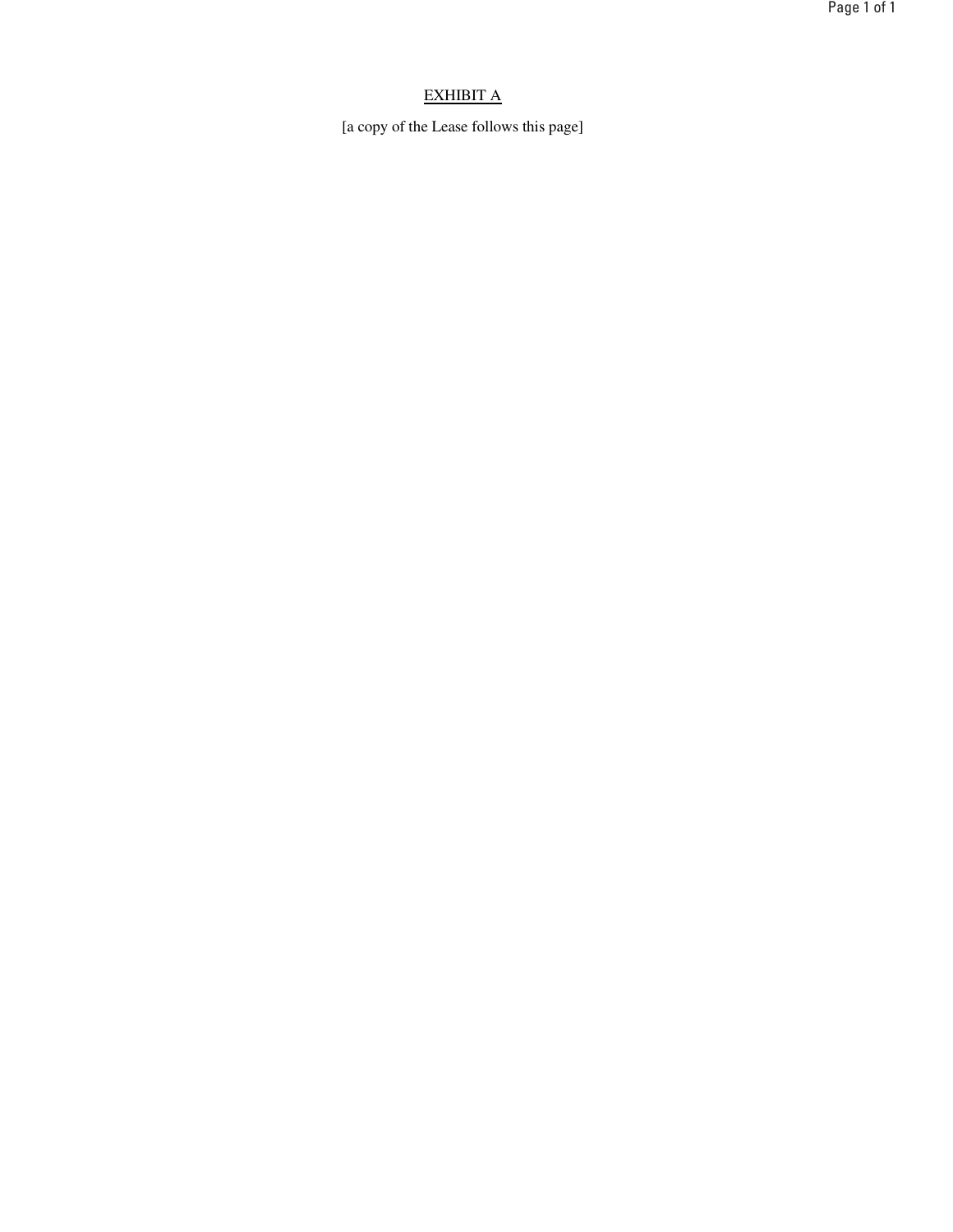<u>EXHIBIT A</u>

[a copy of the Lease follows this page]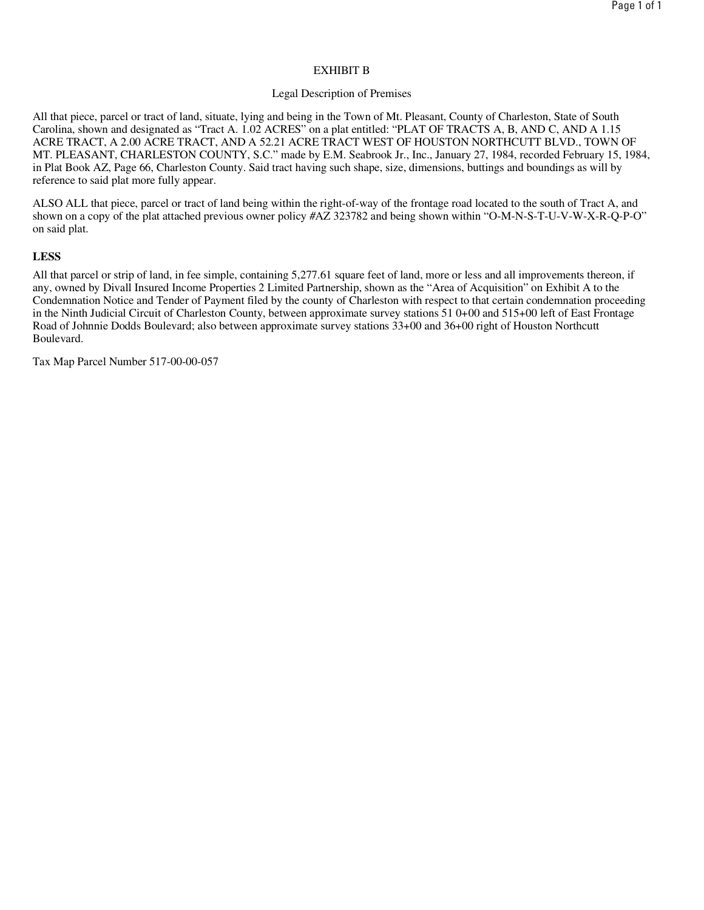EXHIBIT B

Legal Description of Premises

All that piece, parcel or tract of land, situate, lying and being in the Town of Mt. Pleasant, County of Charleston, State of South Carolina, shown and designated as “Tract A. 1.02 ACRES” on a plat entitled: “PLAT OF TRACTS A, B, AND C, AND A 1.15 ACRE TRACT, A 2.00 ACRE TRACT, AND A 52.21 ACRE TRACT WEST OF HOUSTON NORTHCUTT BLVD., TOWN OF MT. PLEASANT, CHARLESTON COUNTY, S.C.” made by E.M. Seabrook Jr., Inc., January 27, 1984, recorded February 15, 1984, in Plat Book AZ, Page 66, Charleston County. Said tract having such shape, size, dimensions, buttings and boundings as will by reference to said plat more fully appear.

ALSO ALL that piece, parcel or tract of land being within the right-of-way of the frontage road located to the south of Tract A, and shown on a copy of the plat attached previous owner policy #AZ 323782 and being shown within “O-M-N-S-T-U-V-W-X-R-Q-P-O” on said plat.

**LESS**

All that parcel or strip of land, in fee simple, containing 5,277.61 square feet of land, more or less and all improvements thereon, if any, owned by Divall Insured Income Properties 2 Limited Partnership, shown as the “Area of Acquisition” on Exhibit A to the Condemnation Notice and Tender of Payment filed by the county of Charleston with respect to that certain condemnation proceeding in the Ninth Judicial Circuit of Charleston County, between approximate survey stations 51 0+00 and 515+00 left of East Frontage Road of Johnnie Dodds Boulevard; also between approximate survey stations 33+00 and 36+00 right of Houston Northcutt Boulevard.

Tax Map Parcel Number 517-00-00-057